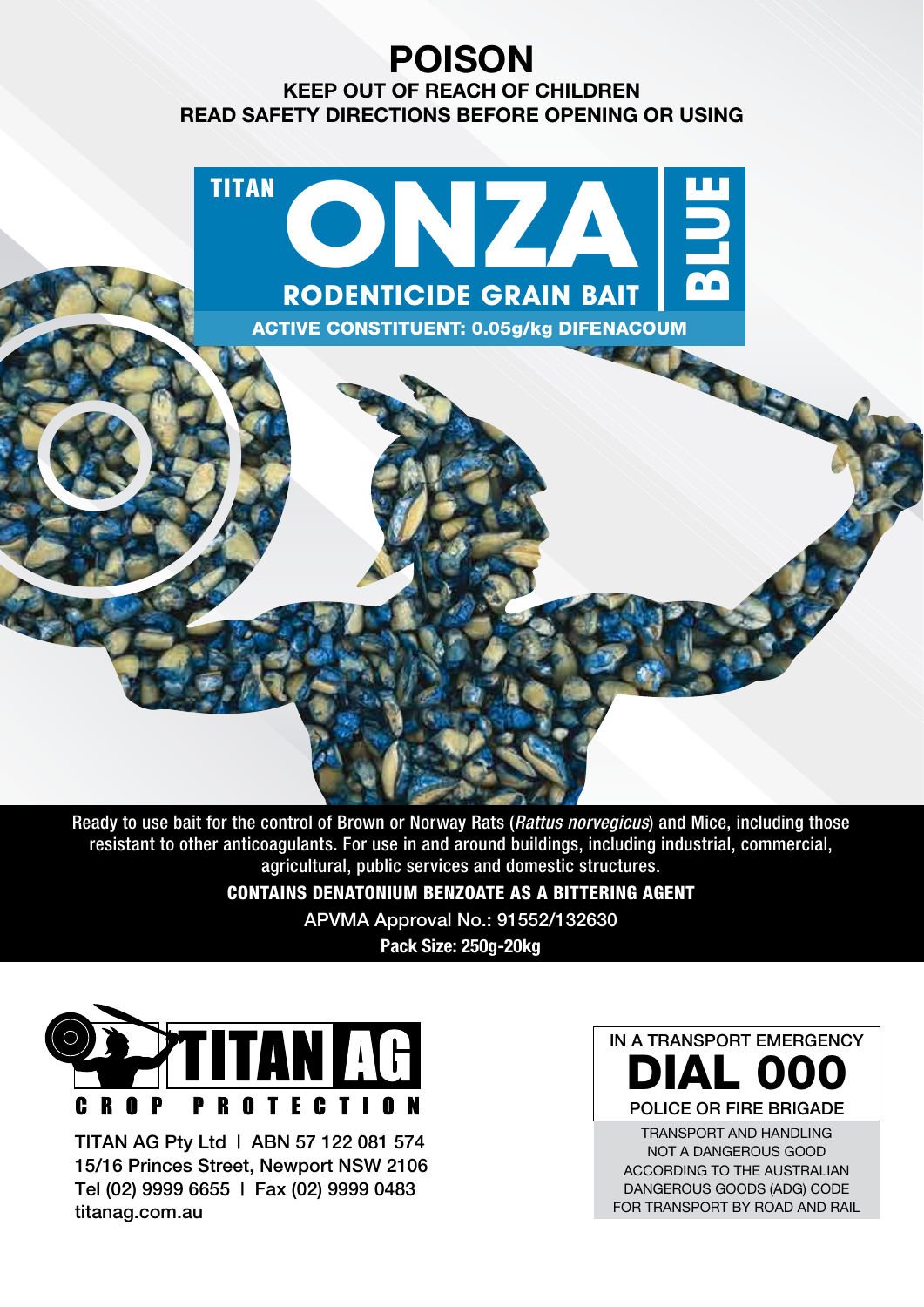# POISON

**KEEP OUT OF REACH OF CHILDREN**

**READ SAFETY DIRECTIONS BEFORE OPENING OR USING**

# TITAN ONZA BLUE

## RODENTICIDE GRAIN BAIT

**ACTIVE CONSTITUENT: 0.05g/kg DIFENACOUM**

Ready to use bait for the control of Brown or Norway Rats (*Rattus norvegicus*) and Mice, including those resistant to other anticoagulants. For use in and around buildings, including industrial, commercial, agricultural, public services and domestic structures.

**CONTAINS DENATONIUM BENZOATE AS A BITTERING AGENT**

APVMA Approval No.: 91552/132630

**Pack Size: 250g-20kg**

TITAN AG CROP PROTECTION

TITAN AG Pty Ltd | ABN 57 122 081 574
15/16 Princes Street, Newport NSW 2106
Tel (02) 9999 6655 | Fax (02) 9999 0483
titanag.com.au

IN A TRANSPORT EMERGENCY

**DIAL 000**

POLICE OR FIRE BRIGADE

TRANSPORT AND HANDLING NOT A DANGEROUS GOOD ACCORDING TO THE AUSTRALIAN DANGEROUS GOODS (ADG) CODE FOR TRANSPORT BY ROAD AND RAIL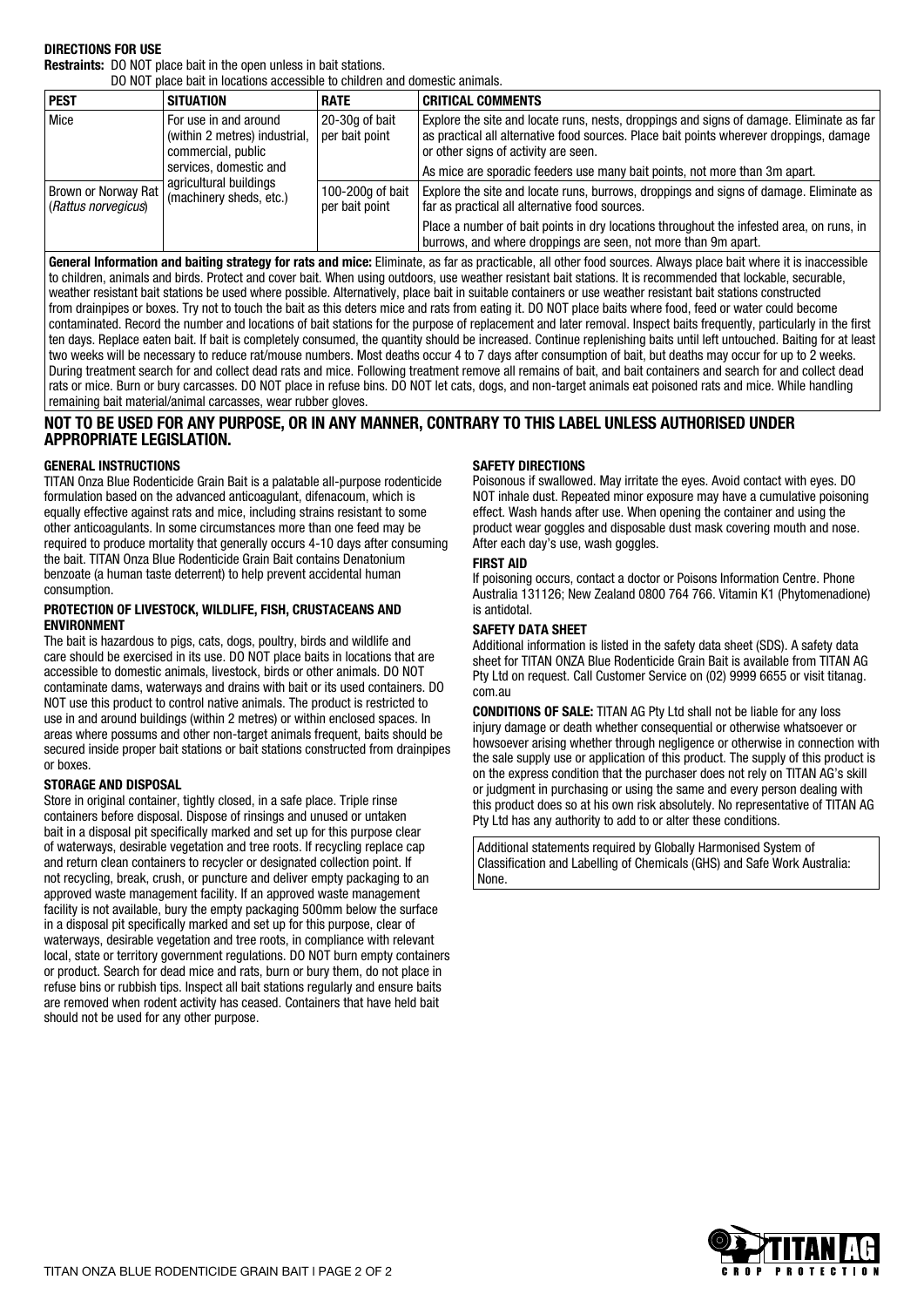**DIRECTIONS FOR USE**

**Restraints:** DO NOT place bait in the open unless in bait stations.
DO NOT place bait in locations accessible to children and domestic animals.

| PEST | SITUATION | RATE | CRITICAL COMMENTS |
|---|---|---|---|
| Mice | For use in and around (within 2 metres) industrial, commercial, public services, domestic and agricultural buildings (machinery sheds, etc.) | 20-30g of bait per bait point | Explore the site and locate runs, nests, droppings and signs of damage. Eliminate as far as practical all alternative food sources. Place bait points wherever droppings, damage or other signs of activity are seen. As mice are sporadic feeders use many bait points, not more than 3m apart. |
| Brown or Norway Rat (*Rattus norvegicus*) | | 100-200g of bait per bait point | Explore the site and locate runs, burrows, droppings and signs of damage. Eliminate as far as practical all alternative food sources. Place a number of bait points in dry locations throughout the infested area, on runs, in burrows, and where droppings are seen, not more than 9m apart. |

**General Information and baiting strategy for rats and mice:** Eliminate, as far as practicable, all other food sources. Always place bait where it is inaccessible to children, animals and birds. Protect and cover bait. When using outdoors, use weather resistant bait stations. It is recommended that lockable, securable, weather resistant bait stations be used where possible. Alternatively, place bait in suitable containers or use weather resistant bait stations constructed from drainpipes or boxes. Try not to touch the bait as this deters mice and rats from eating it. DO NOT place baits where food, feed or water could become contaminated. Record the number and locations of bait stations for the purpose of replacement and later removal. Inspect baits frequently, particularly in the first ten days. Replace eaten bait. If bait is completely consumed, the quantity should be increased. Continue replenishing baits until left untouched. Baiting for at least two weeks will be necessary to reduce rat/mouse numbers. Most deaths occur 4 to 7 days after consumption of bait, but deaths may occur for up to 2 weeks. During treatment search for and collect dead rats and mice. Following treatment remove all remains of bait, and bait containers and search for and collect dead rats or mice. Burn or bury carcasses. DO NOT place in refuse bins. DO NOT let cats, dogs, and non-target animals eat poisoned rats and mice. While handling remaining bait material/animal carcasses, wear rubber gloves.

**NOT TO BE USED FOR ANY PURPOSE, OR IN ANY MANNER, CONTRARY TO THIS LABEL UNLESS AUTHORISED UNDER APPROPRIATE LEGISLATION.**

**GENERAL INSTRUCTIONS**

TITAN Onza Blue Rodenticide Grain Bait is a palatable all-purpose rodenticide formulation based on the advanced anticoagulant, difenacoum, which is equally effective against rats and mice, including strains resistant to some other anticoagulants. In some circumstances more than one feed may be required to produce mortality that generally occurs 4-10 days after consuming the bait. TITAN Onza Blue Rodenticide Grain Bait contains Denatonium benzoate (a human taste deterrent) to help prevent accidental human consumption.

**PROTECTION OF LIVESTOCK, WILDLIFE, FISH, CRUSTACEANS AND ENVIRONMENT**

The bait is hazardous to pigs, cats, dogs, poultry, birds and wildlife and care should be exercised in its use. DO NOT place baits in locations that are accessible to domestic animals, livestock, birds or other animals. DO NOT contaminate dams, waterways and drains with bait or its used containers. DO NOT use this product to control native animals. The product is restricted to use in and around buildings (within 2 metres) or within enclosed spaces. In areas where possums and other non-target animals frequent, baits should be secured inside proper bait stations or bait stations constructed from drainpipes or boxes.

**STORAGE AND DISPOSAL**

Store in original container, tightly closed, in a safe place. Triple rinse containers before disposal. Dispose of rinsings and unused or untaken bait in a disposal pit specifically marked and set up for this purpose clear of waterways, desirable vegetation and tree roots. If recycling replace cap and return clean containers to recycler or designated collection point. If not recycling, break, crush, or puncture and deliver empty packaging to an approved waste management facility. If an approved waste management facility is not available, bury the empty packaging 500mm below the surface in a disposal pit specifically marked and set up for this purpose, clear of waterways, desirable vegetation and tree roots, in compliance with relevant local, state or territory government regulations. DO NOT burn empty containers or product. Search for dead mice and rats, burn or bury them, do not place in refuse bins or rubbish tips. Inspect all bait stations regularly and ensure baits are removed when rodent activity has ceased. Containers that have held bait should not be used for any other purpose.

**SAFETY DIRECTIONS**

Poisonous if swallowed. May irritate the eyes. Avoid contact with eyes. DO NOT inhale dust. Repeated minor exposure may have a cumulative poisoning effect. Wash hands after use. When opening the container and using the product wear goggles and disposable dust mask covering mouth and nose. After each day's use, wash goggles.

**FIRST AID**

If poisoning occurs, contact a doctor or Poisons Information Centre. Phone Australia 131126; New Zealand 0800 764 766. Vitamin K1 (Phytomenadione) is antidotal.

**SAFETY DATA SHEET**

Additional information is listed in the safety data sheet (SDS). A safety data sheet for TITAN ONZA Blue Rodenticide Grain Bait is available from TITAN AG Pty Ltd on request. Call Customer Service on (02) 9999 6655 or visit titanag.com.au

**CONDITIONS OF SALE:** TITAN AG Pty Ltd shall not be liable for any loss injury damage or death whether consequential or otherwise whatsoever or howsoever arising whether through negligence or otherwise in connection with the sale supply use or application of this product. The supply of this product is on the express condition that the purchaser does not rely on TITAN AG's skill or judgment in purchasing or using the same and every person dealing with this product does so at his own risk absolutely. No representative of TITAN AG Pty Ltd has any authority to add to or alter these conditions.

Additional statements required by Globally Harmonised System of Classification and Labelling of Chemicals (GHS) and Safe Work Australia: None.